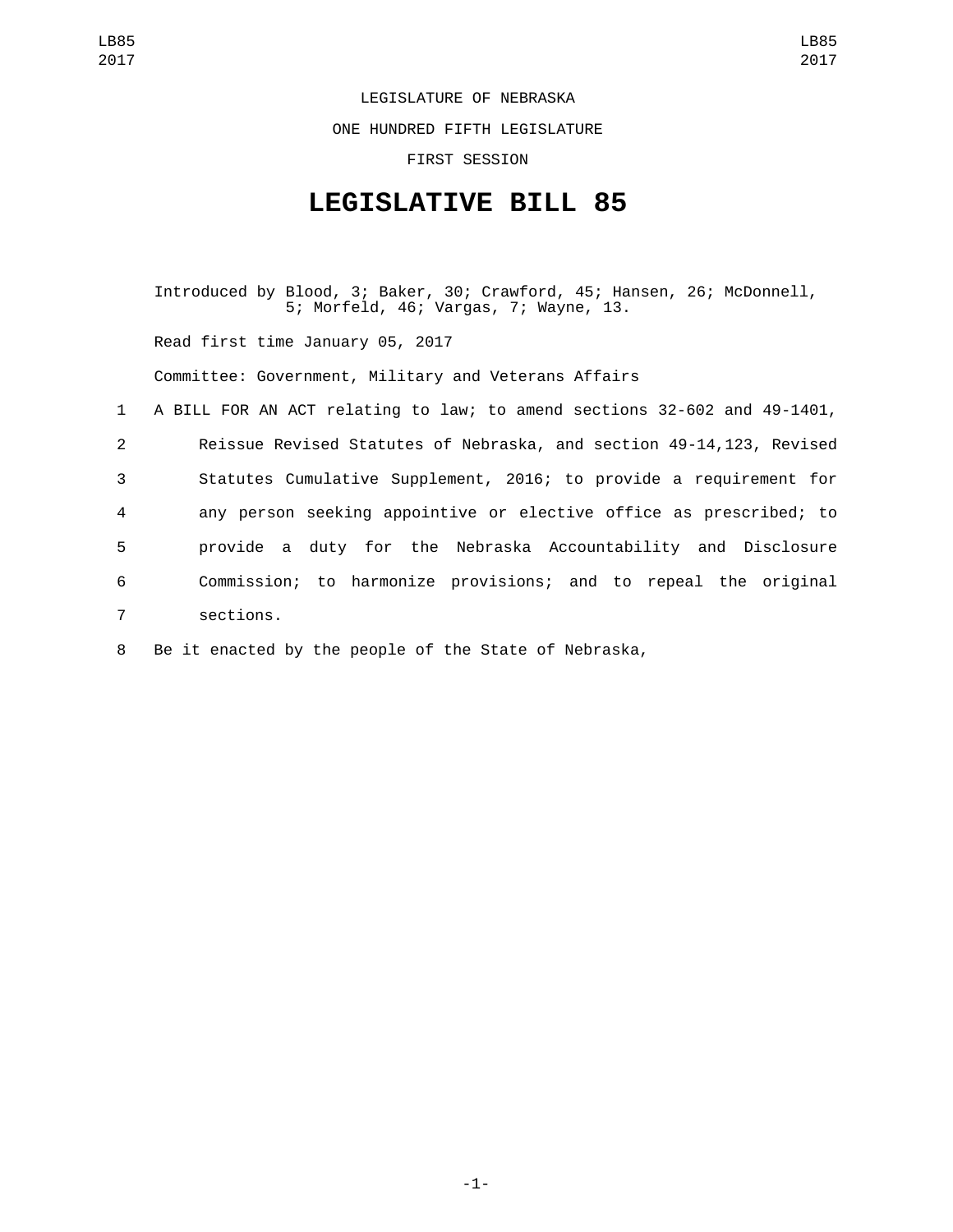LEGISLATURE OF NEBRASKA

ONE HUNDRED FIFTH LEGISLATURE

FIRST SESSION

# LEGISLATIVE BILL 85

Introduced by Blood, 3; Baker, 30; Crawford, 45; Hansen, 26; McDonnell, 5; Morfeld, 46; Vargas, 7; Wayne, 13.

Read first time January 05, 2017

Committee: Government, Military and Veterans Affairs

1 A BILL FOR AN ACT relating to law; to amend sections 32-602 and 49-1401,
2 Reissue Revised Statutes of Nebraska, and section 49-14,123, Revised
3 Statutes Cumulative Supplement, 2016; to provide a requirement for
4 any person seeking appointive or elective office as prescribed; to
5 provide a duty for the Nebraska Accountability and Disclosure
6 Commission; to harmonize provisions; and to repeal the original
7 sections.

8 Be it enacted by the people of the State of Nebraska,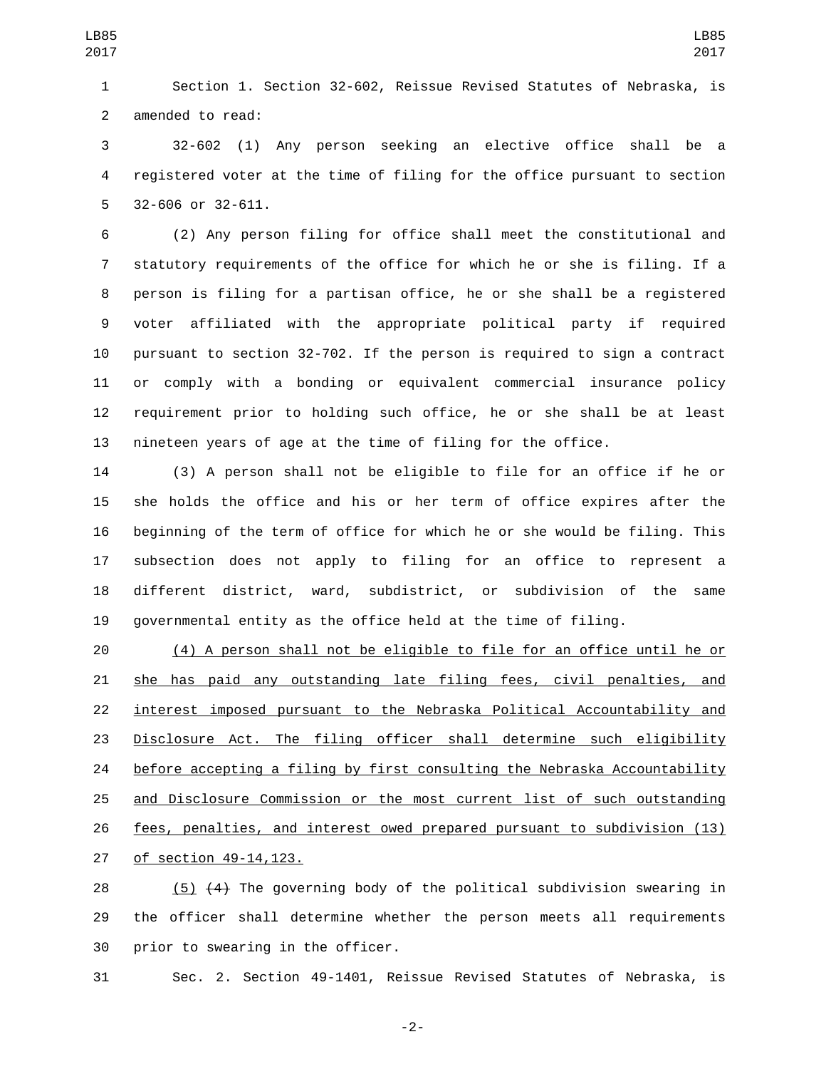Section 1. Section 32-602, Reissue Revised Statutes of Nebraska, is amended to read:

32-602 (1) Any person seeking an elective office shall be a registered voter at the time of filing for the office pursuant to section 32-606 or 32-611.

(2) Any person filing for office shall meet the constitutional and statutory requirements of the office for which he or she is filing. If a person is filing for a partisan office, he or she shall be a registered voter affiliated with the appropriate political party if required pursuant to section 32-702. If the person is required to sign a contract or comply with a bonding or equivalent commercial insurance policy requirement prior to holding such office, he or she shall be at least nineteen years of age at the time of filing for the office.

(3) A person shall not be eligible to file for an office if he or she holds the office and his or her term of office expires after the beginning of the term of office for which he or she would be filing. This subsection does not apply to filing for an office to represent a different district, ward, subdistrict, or subdivision of the same governmental entity as the office held at the time of filing.

<u>(4) A person shall not be eligible to file for an office until he or she has paid any outstanding late filing fees, civil penalties, and interest imposed pursuant to the Nebraska Political Accountability and Disclosure Act. The filing officer shall determine such eligibility before accepting a filing by first consulting the Nebraska Accountability and Disclosure Commission or the most current list of such outstanding fees, penalties, and interest owed prepared pursuant to subdivision (13) of section 49-14,123.</u>

<u>(5)</u> ~~(4)~~ The governing body of the political subdivision swearing in the officer shall determine whether the person meets all requirements prior to swearing in the officer.

Sec. 2. Section 49-1401, Reissue Revised Statutes of Nebraska, is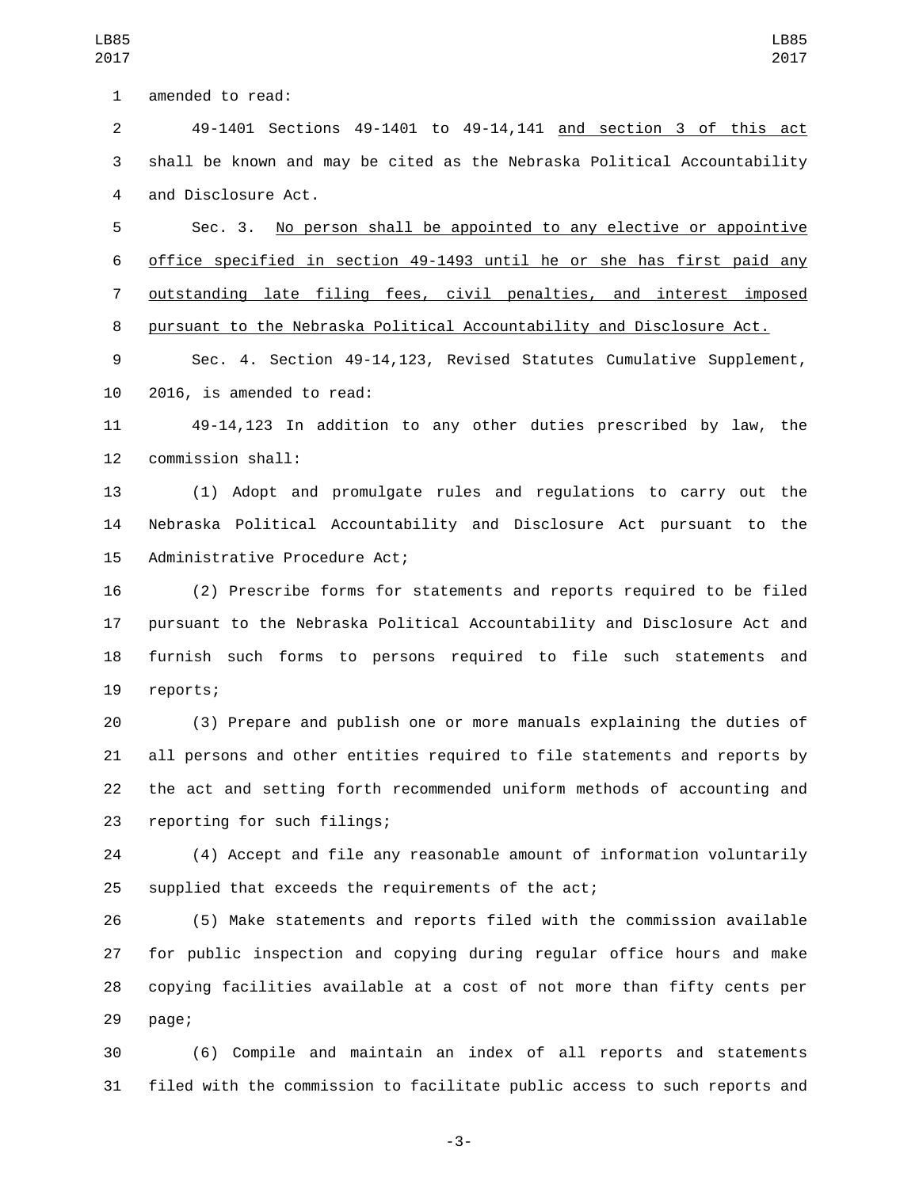amended to read:

49-1401 Sections 49-1401 to 49-14,141 and section 3 of this act shall be known and may be cited as the Nebraska Political Accountability and Disclosure Act.

Sec. 3. No person shall be appointed to any elective or appointive office specified in section 49-1493 until he or she has first paid any outstanding late filing fees, civil penalties, and interest imposed pursuant to the Nebraska Political Accountability and Disclosure Act.

Sec. 4. Section 49-14,123, Revised Statutes Cumulative Supplement, 2016, is amended to read:

49-14,123 In addition to any other duties prescribed by law, the commission shall:

(1) Adopt and promulgate rules and regulations to carry out the Nebraska Political Accountability and Disclosure Act pursuant to the Administrative Procedure Act;

(2) Prescribe forms for statements and reports required to be filed pursuant to the Nebraska Political Accountability and Disclosure Act and furnish such forms to persons required to file such statements and reports;

(3) Prepare and publish one or more manuals explaining the duties of all persons and other entities required to file statements and reports by the act and setting forth recommended uniform methods of accounting and reporting for such filings;

(4) Accept and file any reasonable amount of information voluntarily supplied that exceeds the requirements of the act;

(5) Make statements and reports filed with the commission available for public inspection and copying during regular office hours and make copying facilities available at a cost of not more than fifty cents per page;

(6) Compile and maintain an index of all reports and statements filed with the commission to facilitate public access to such reports and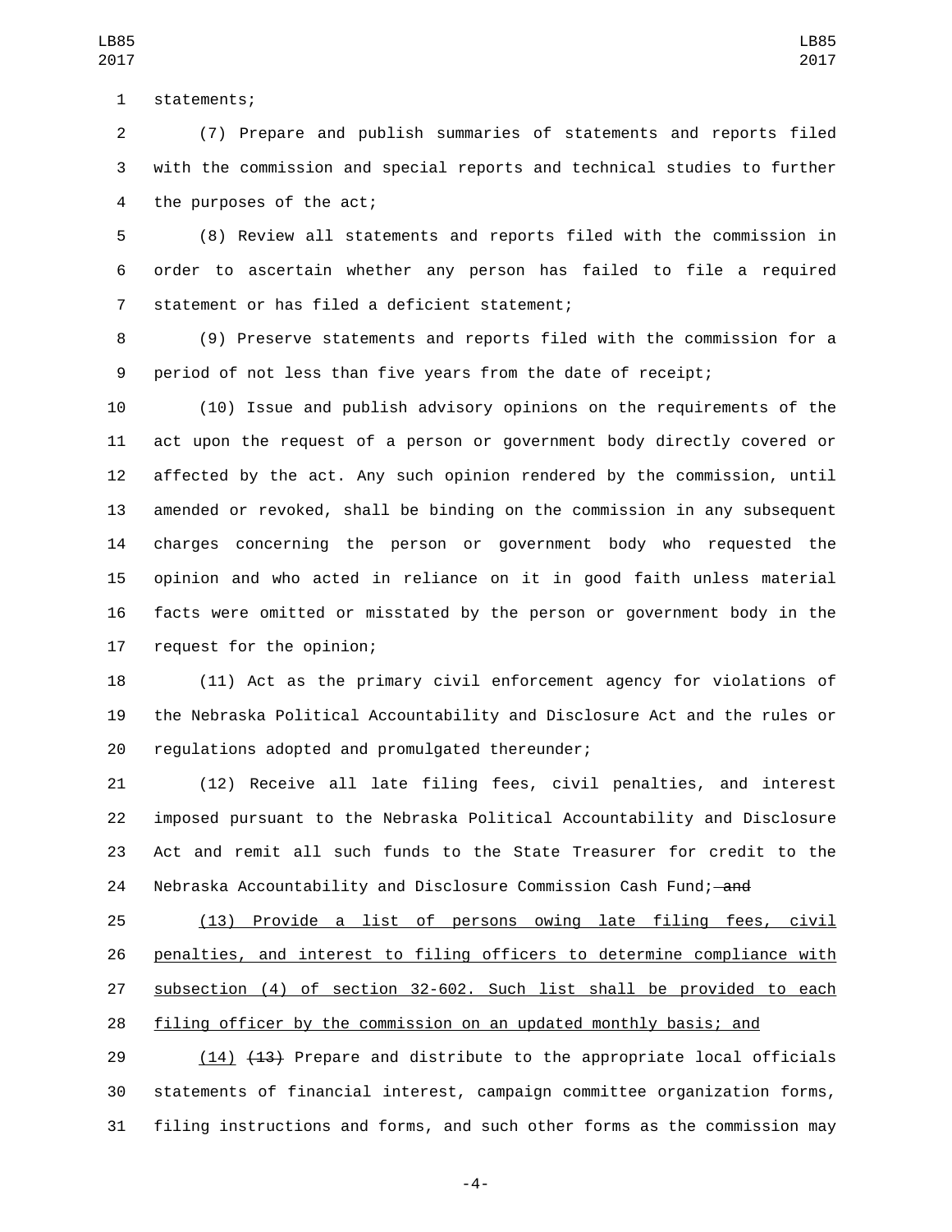statements;

(7) Prepare and publish summaries of statements and reports filed with the commission and special reports and technical studies to further the purposes of the act;

(8) Review all statements and reports filed with the commission in order to ascertain whether any person has failed to file a required statement or has filed a deficient statement;

(9) Preserve statements and reports filed with the commission for a period of not less than five years from the date of receipt;

(10) Issue and publish advisory opinions on the requirements of the act upon the request of a person or government body directly covered or affected by the act. Any such opinion rendered by the commission, until amended or revoked, shall be binding on the commission in any subsequent charges concerning the person or government body who requested the opinion and who acted in reliance on it in good faith unless material facts were omitted or misstated by the person or government body in the request for the opinion;

(11) Act as the primary civil enforcement agency for violations of the Nebraska Political Accountability and Disclosure Act and the rules or regulations adopted and promulgated thereunder;

(12) Receive all late filing fees, civil penalties, and interest imposed pursuant to the Nebraska Political Accountability and Disclosure Act and remit all such funds to the State Treasurer for credit to the Nebraska Accountability and Disclosure Commission Cash Fund; ~~and~~

(13) Provide a list of persons owing late filing fees, civil penalties, and interest to filing officers to determine compliance with subsection (4) of section 32-602. Such list shall be provided to each filing officer by the commission on an updated monthly basis; and

(14) ~~(13)~~ Prepare and distribute to the appropriate local officials statements of financial interest, campaign committee organization forms, filing instructions and forms, and such other forms as the commission may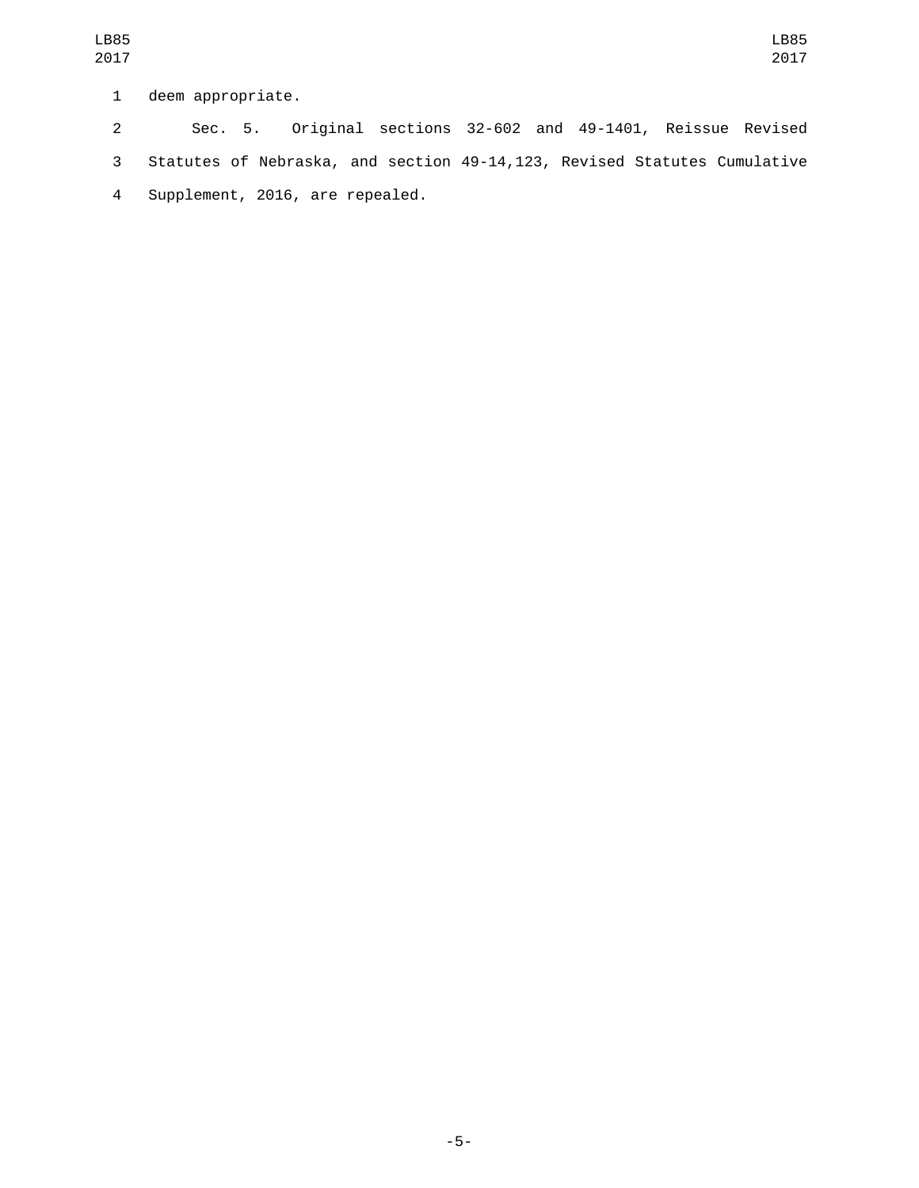deem appropriate.

Sec. 5. Original sections 32-602 and 49-1401, Reissue Revised Statutes of Nebraska, and section 49-14,123, Revised Statutes Cumulative Supplement, 2016, are repealed.